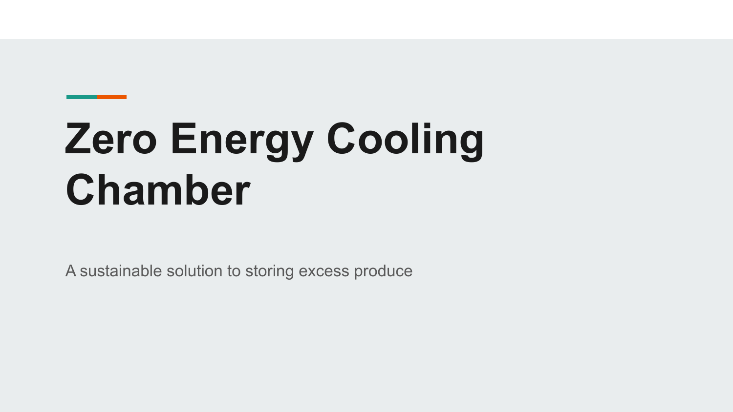# Zero Energy Cooling Chamber

A sustainable solution to storing excess produce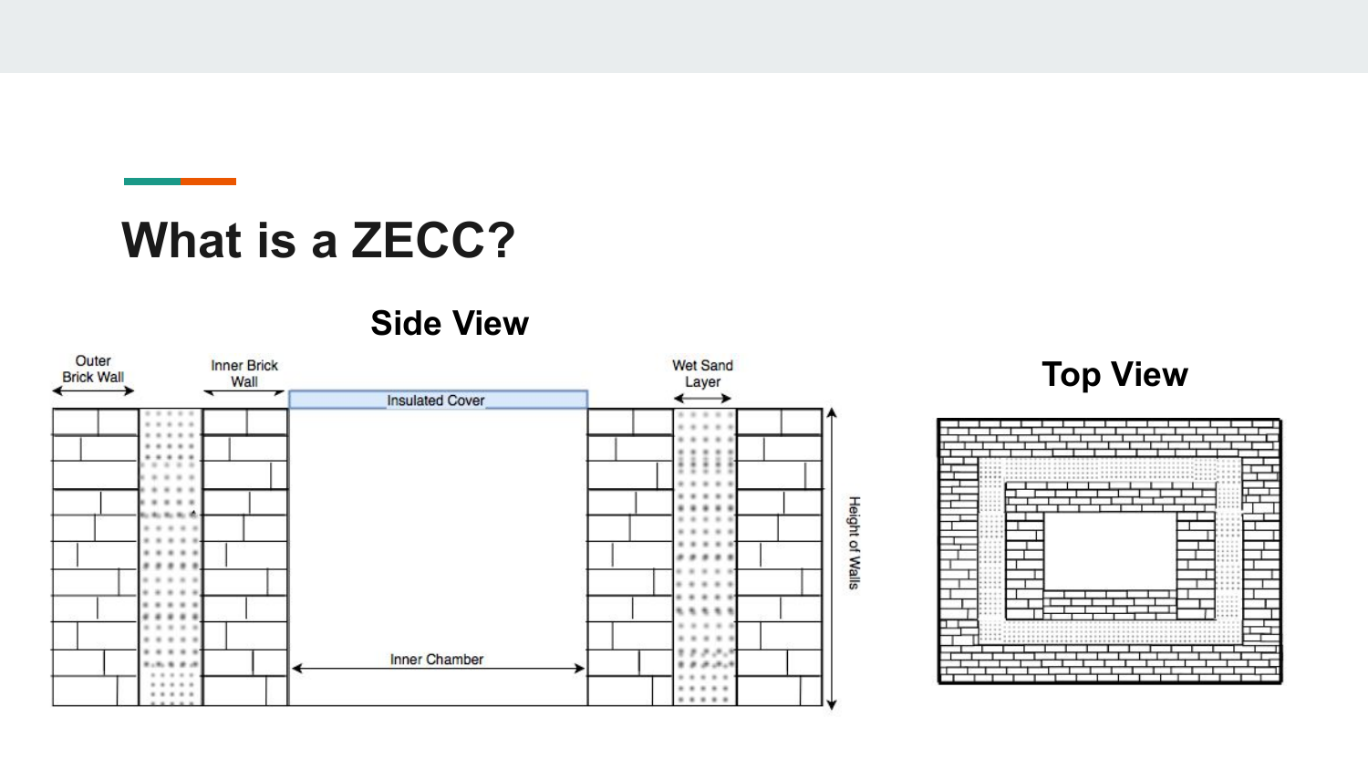# What is a ZECC?

**Side View**

Outer Brick Wall

Inner Brick Wall

Insulated Cover

Wet Sand Layer

Inner Chamber

Height of Walls

**Top View**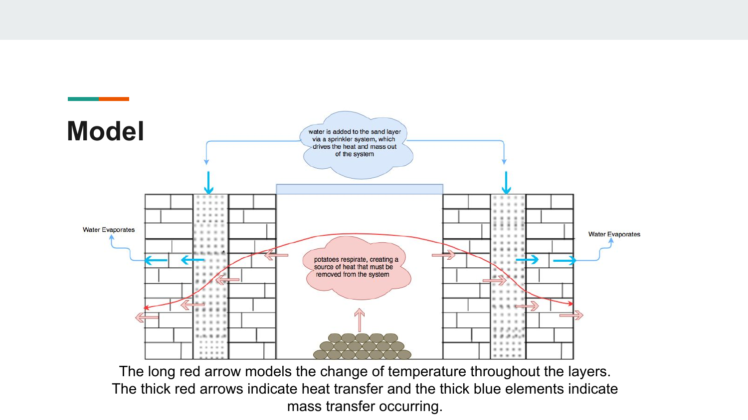# Model

water is added to the sand layer via a sprinkler system, which drives the heat and mass out of the system

Water Evaporates

Water Evaporates

potatoes respirate, creating a source of heat that must be removed from the system

The long red arrow models the change of temperature throughout the layers. The thick red arrows indicate heat transfer and the thick blue elements indicate mass transfer occurring.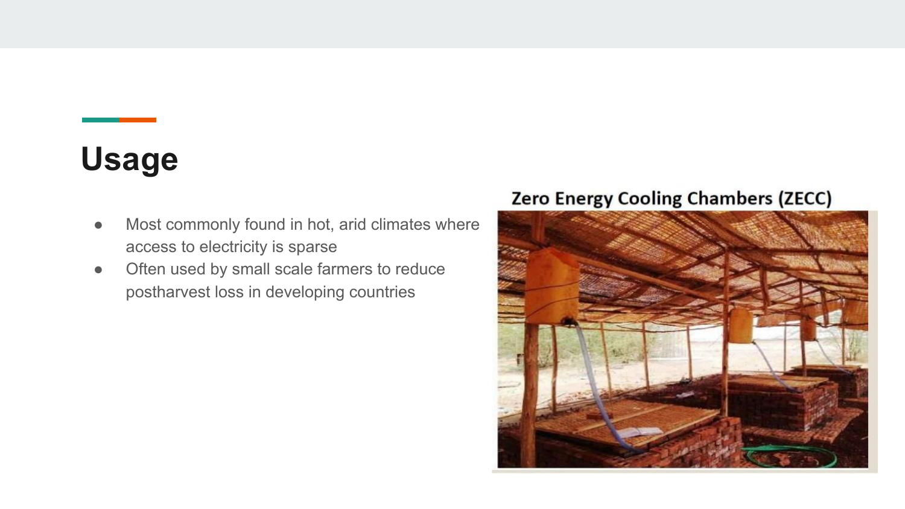# Usage

- Most commonly found in hot, arid climates where access to electricity is sparse
- Often used by small scale farmers to reduce postharvest loss in developing countries

Zero Energy Cooling Chambers (ZECC)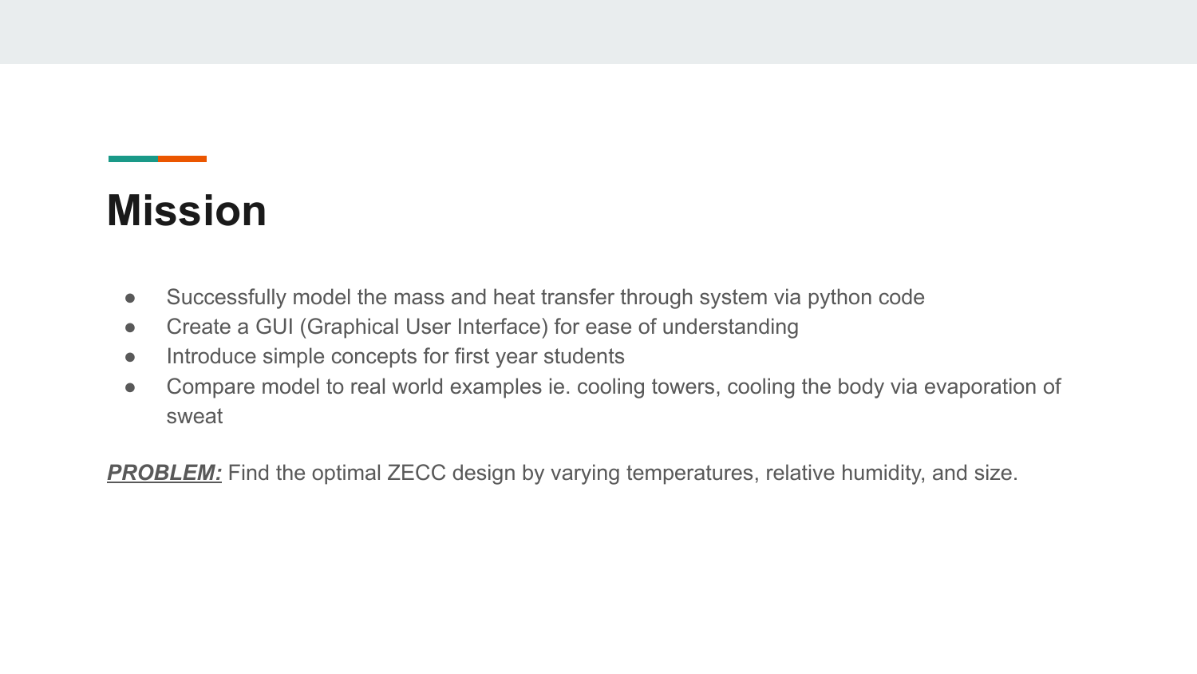# Mission

- Successfully model the mass and heat transfer through system via python code
- Create a GUI (Graphical User Interface) for ease of understanding
- Introduce simple concepts for first year students
- Compare model to real world examples ie. cooling towers, cooling the body via evaporation of sweat

***PROBLEM:*** Find the optimal ZECC design by varying temperatures, relative humidity, and size.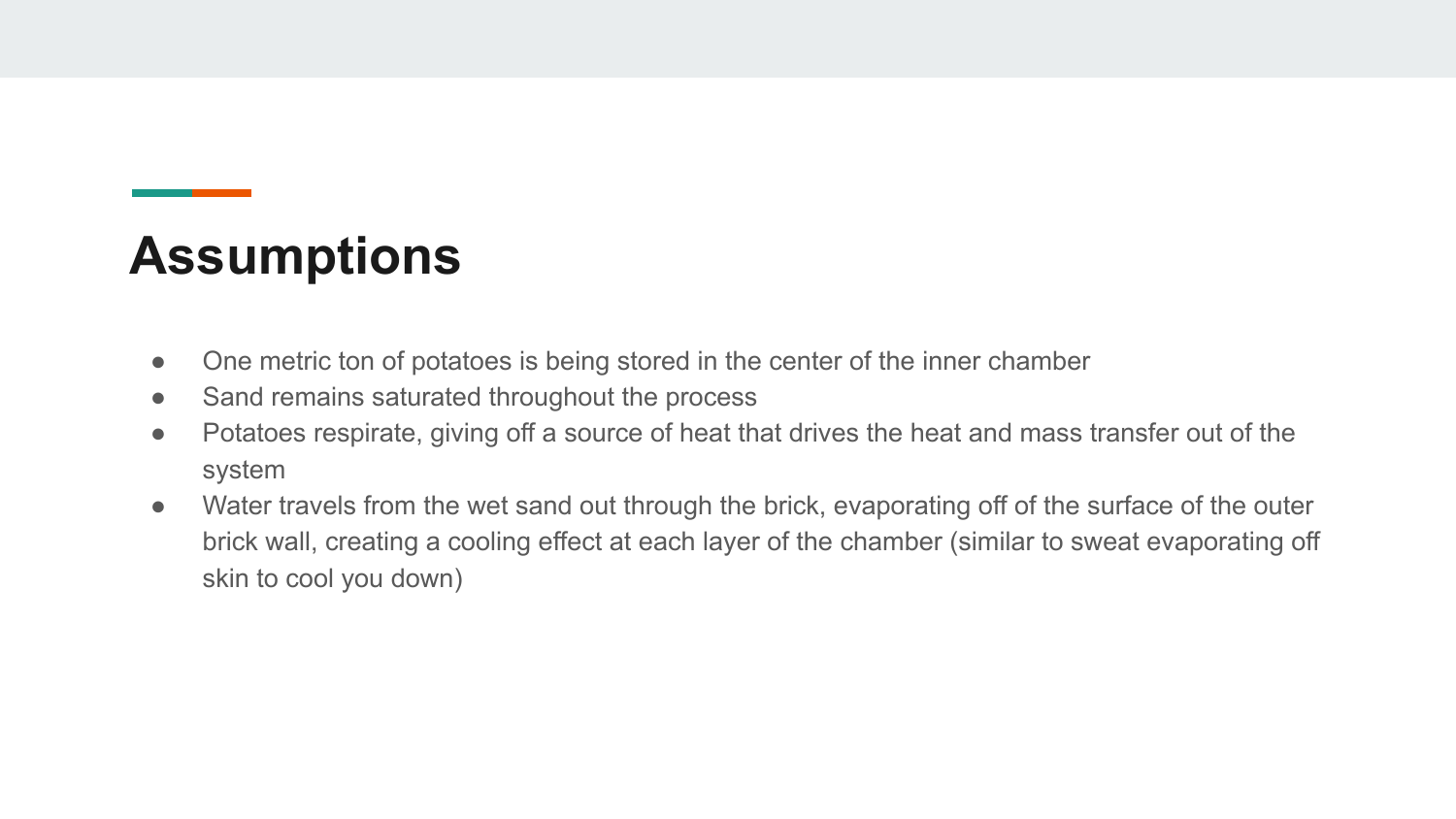# Assumptions

- One metric ton of potatoes is being stored in the center of the inner chamber
- Sand remains saturated throughout the process
- Potatoes respirate, giving off a source of heat that drives the heat and mass transfer out of the system
- Water travels from the wet sand out through the brick, evaporating off of the surface of the outer brick wall, creating a cooling effect at each layer of the chamber (similar to sweat evaporating off skin to cool you down)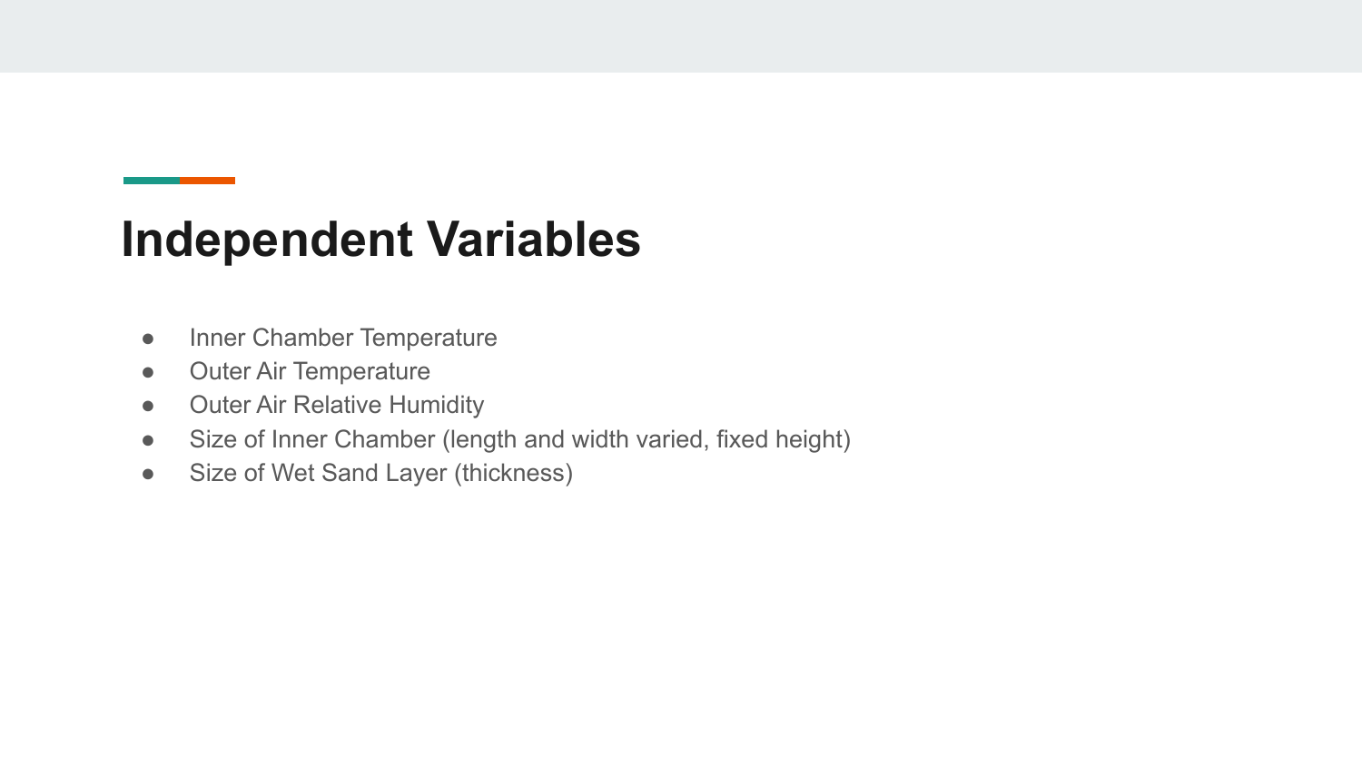# Independent Variables

- Inner Chamber Temperature
- Outer Air Temperature
- Outer Air Relative Humidity
- Size of Inner Chamber (length and width varied, fixed height)
- Size of Wet Sand Layer (thickness)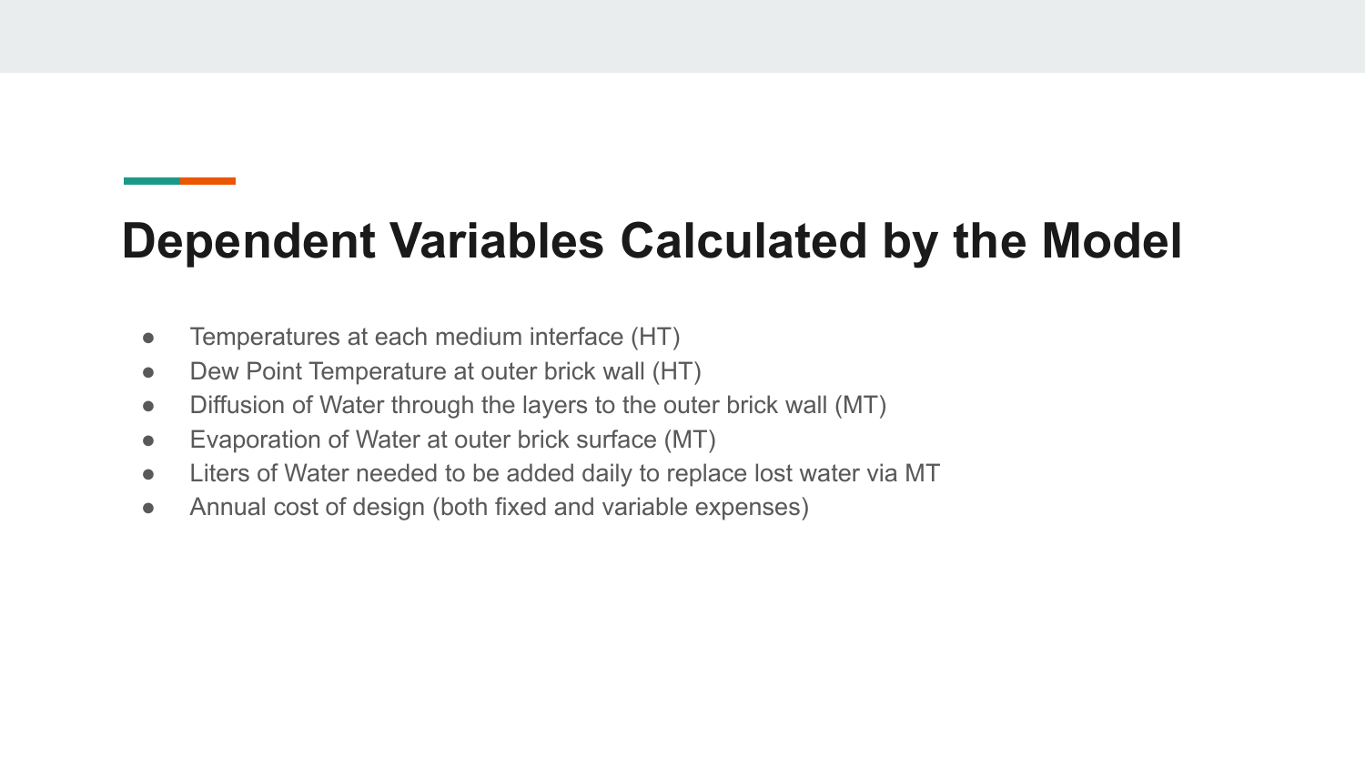# Dependent Variables Calculated by the Model

- Temperatures at each medium interface (HT)
- Dew Point Temperature at outer brick wall (HT)
- Diffusion of Water through the layers to the outer brick wall (MT)
- Evaporation of Water at outer brick surface (MT)
- Liters of Water needed to be added daily to replace lost water via MT
- Annual cost of design (both fixed and variable expenses)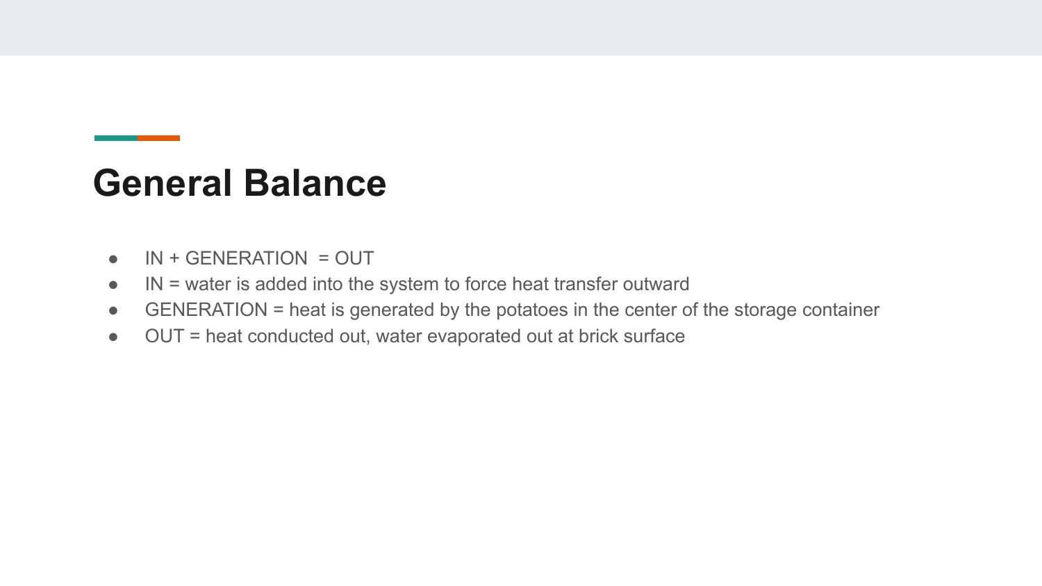# General Balance

- IN + GENERATION = OUT
- IN = water is added into the system to force heat transfer outward
- GENERATION = heat is generated by the potatoes in the center of the storage container
- OUT = heat conducted out, water evaporated out at brick surface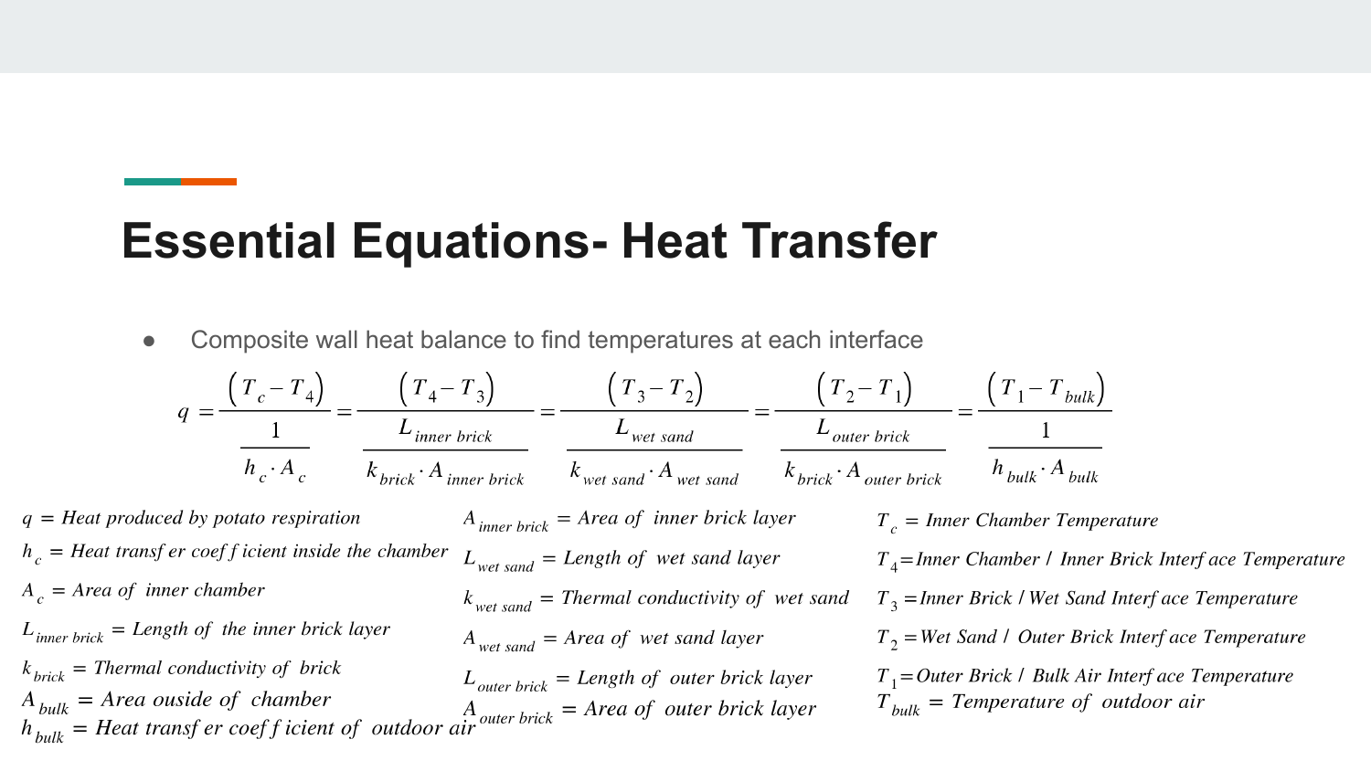# Essential Equations- Heat Transfer

- Composite wall heat balance to find temperatures at each interface

$$q = \frac{\left(T_c - T_4\right)}{\frac{1}{h_c \cdot A_c}} = \frac{\left(T_4 - T_3\right)}{\frac{L_{inner\ brick}}{k_{brick} \cdot A_{inner\ brick}}} = \frac{\left(T_3 - T_2\right)}{\frac{L_{wet\ sand}}{k_{wet\ sand} \cdot A_{wet\ sand}}} = \frac{\left(T_2 - T_1\right)}{\frac{L_{outer\ brick}}{k_{brick} \cdot A_{outer\ brick}}} = \frac{\left(T_1 - T_{bulk}\right)}{\frac{1}{h_{bulk} \cdot A_{bulk}}}$$

$q$ = Heat produced by potato respiration

$h_c$ = Heat transfer coefficient inside the chamber

$A_c$ = Area of inner chamber

$L_{inner\ brick}$ = Length of the inner brick layer

$k_{brick}$ = Thermal conductivity of brick

$A_{bulk}$ = Area ouside of chamber

$h_{bulk}$ = Heat transfer coefficient of outdoor air

$A_{inner\ brick}$ = Area of inner brick layer

$L_{wet\ sand}$ = Length of wet sand layer

$k_{wet\ sand}$ = Thermal conductivity of wet sand

$A_{wet\ sand}$ = Area of wet sand layer

$L_{outer\ brick}$ = Length of outer brick layer

$A_{outer\ brick}$ = Area of outer brick layer

$T_c$ = Inner Chamber Temperature

$T_4$ = Inner Chamber / Inner Brick Interface Temperature

$T_3$ = Inner Brick / Wet Sand Interface Temperature

$T_2$ = Wet Sand / Outer Brick Interface Temperature

$T_1$ = Outer Brick / Bulk Air Interface Temperature

$T_{bulk}$ = Temperature of outdoor air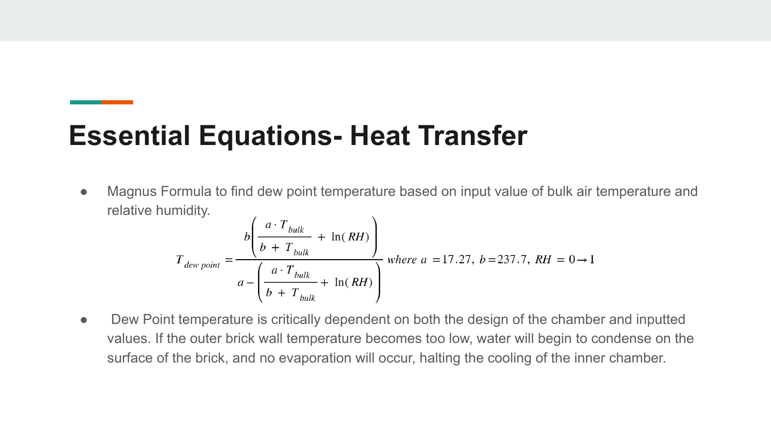# Essential Equations- Heat Transfer

- Magnus Formula to find dew point temperature based on input value of bulk air temperature and relative humidity.

$$T_{dew\ point} = \frac{b\left(\frac{a \cdot T_{bulk}}{b + T_{bulk}} + \ln(RH)\right)}{a - \left(\frac{a \cdot T_{bulk}}{b + T_{bulk}} + \ln(RH)\right)} \quad where\ a = 17.27,\ b = 237.7,\ RH = 0 \rightarrow 1$$

- Dew Point temperature is critically dependent on both the design of the chamber and inputted values. If the outer brick wall temperature becomes too low, water will begin to condense on the surface of the brick, and no evaporation will occur, halting the cooling of the inner chamber.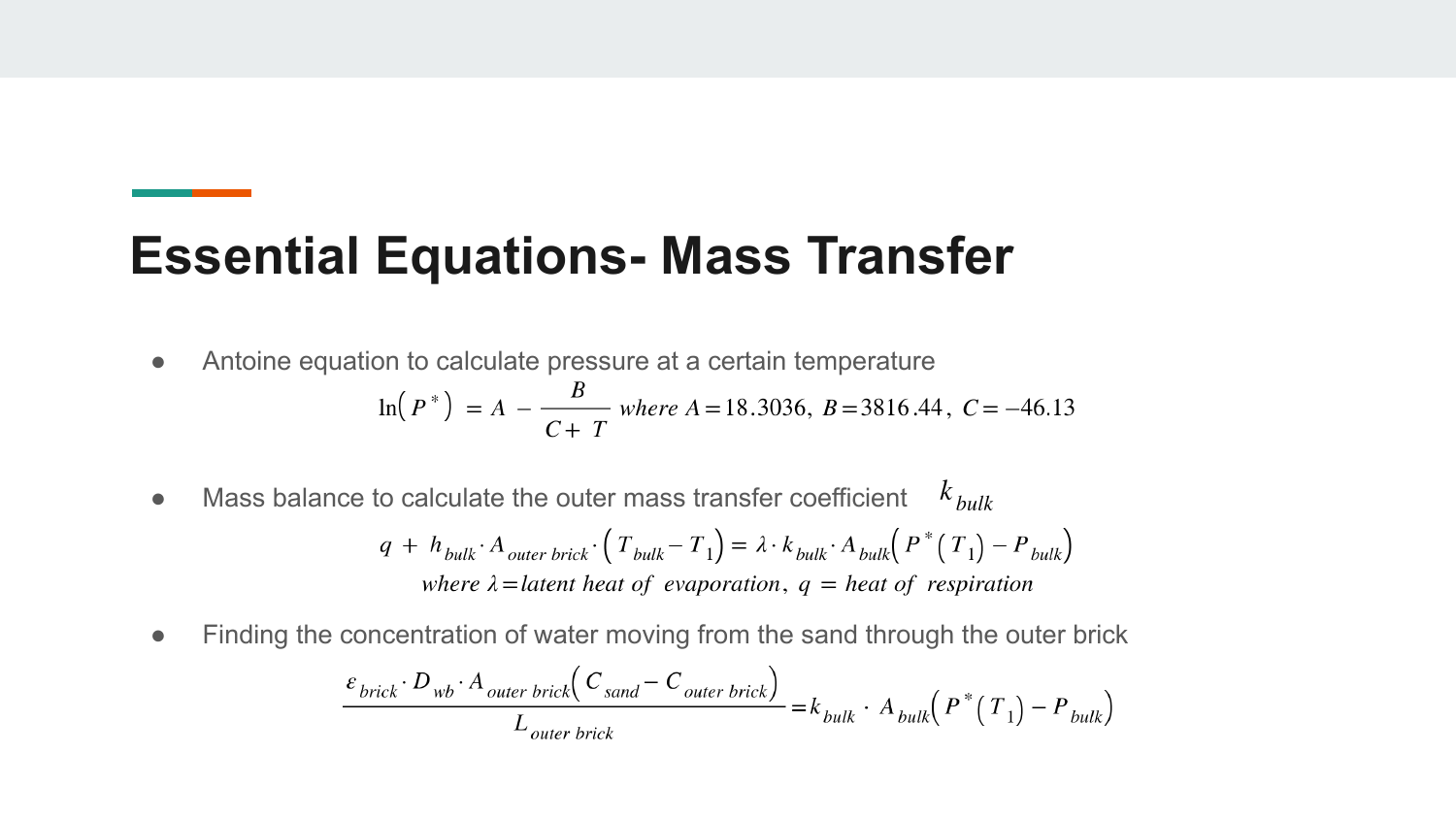# Essential Equations- Mass Transfer

- Antoine equation to calculate pressure at a certain temperature

$$\ln\left(P^{*}\right) = A - \frac{B}{C + T} \; where \; A = 18.3036,\; B = 3816.44,\; C = -46.13$$

- Mass balance to calculate the outer mass transfer coefficient $k_{bulk}$

$$q + h_{bulk} \cdot A_{outer\ brick} \cdot \left(T_{bulk} - T_{1}\right) = \lambda \cdot k_{bulk} \cdot A_{bulk}\left(P^{*}\left(T_{1}\right) - P_{bulk}\right)$$

$$where \; \lambda = latent\ heat\ of\ evaporation,\; q = heat\ of\ respiration$$

- Finding the concentration of water moving from the sand through the outer brick

$$\frac{\varepsilon_{brick} \cdot D_{wb} \cdot A_{outer\ brick}\left(C_{sand} - C_{outer\ brick}\right)}{L_{outer\ brick}} = k_{bulk} \cdot A_{bulk}\left(P^{*}\left(T_{1}\right) - P_{bulk}\right)$$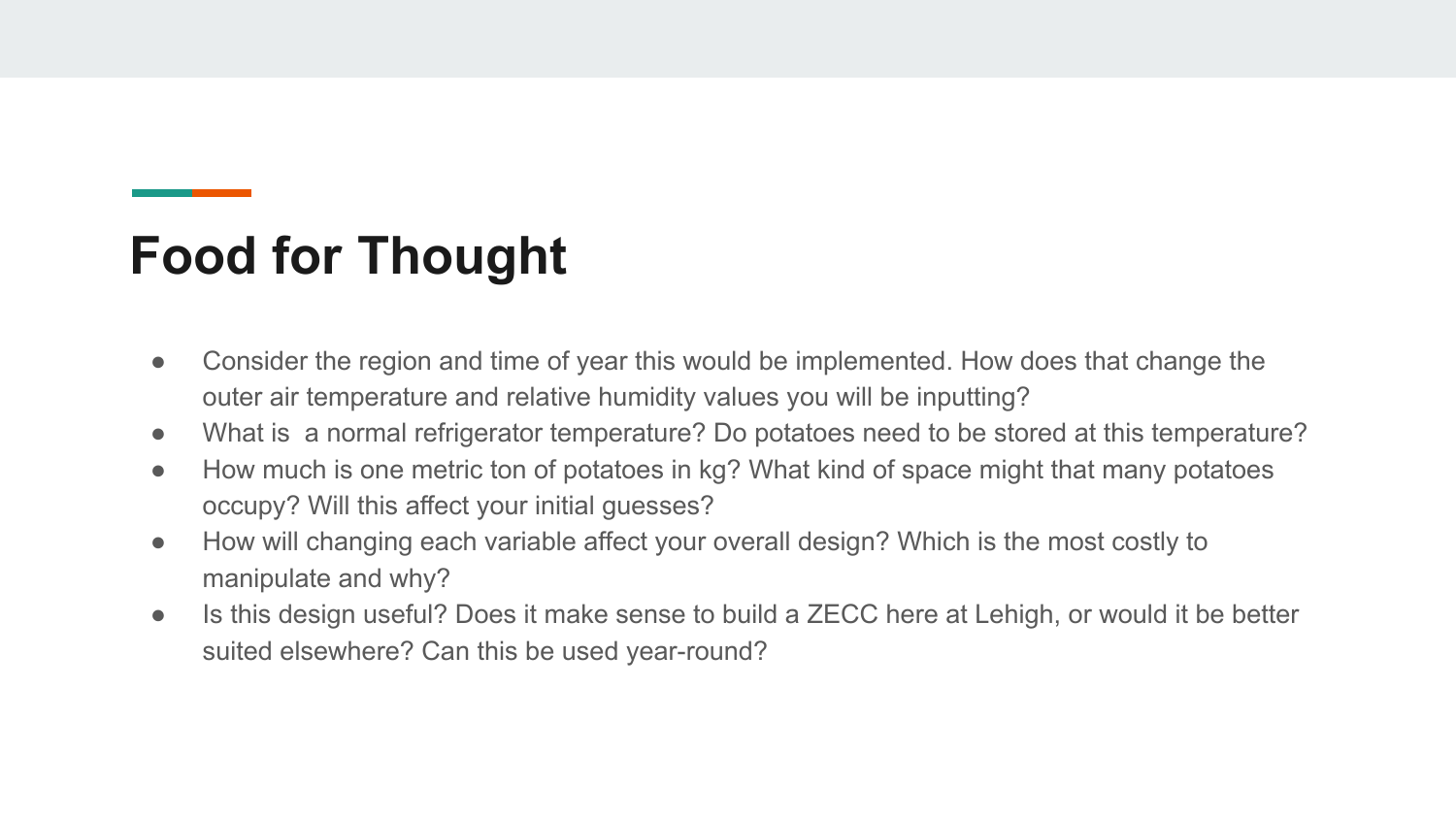## Food for Thought

- Consider the region and time of year this would be implemented. How does that change the outer air temperature and relative humidity values you will be inputting?
- What is  a normal refrigerator temperature? Do potatoes need to be stored at this temperature?
- How much is one metric ton of potatoes in kg? What kind of space might that many potatoes occupy? Will this affect your initial guesses?
- How will changing each variable affect your overall design? Which is the most costly to manipulate and why?
- Is this design useful? Does it make sense to build a ZECC here at Lehigh, or would it be better suited elsewhere? Can this be used year-round?